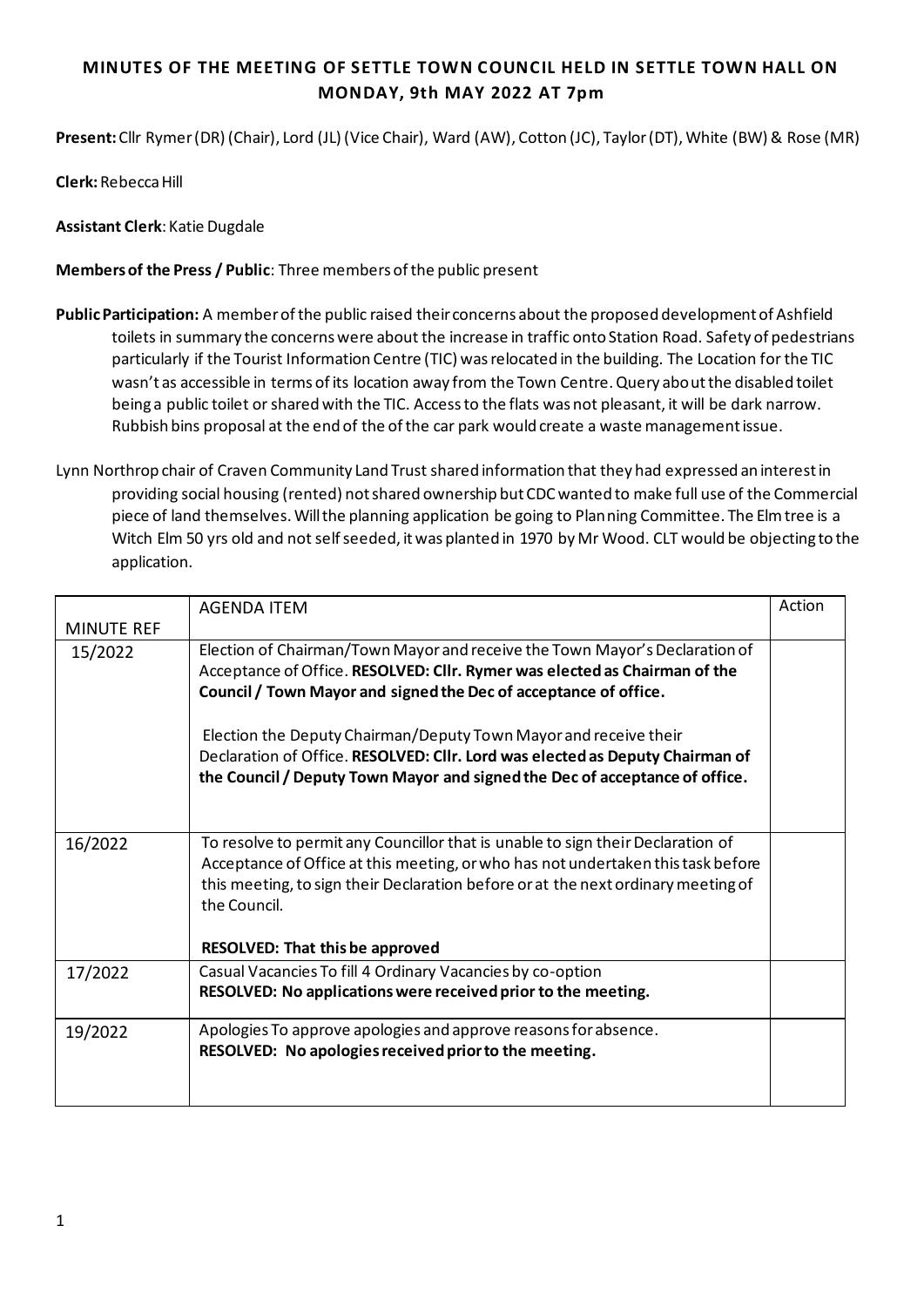# MINUTES OF THE MEETING OF SETTLE TOWN COUNCIL HELD IN SETTLE TOWN HALL ON MONDAY, 9th MAY 2022 AT 7pm

**Present:** Cllr Rymer (DR) (Chair), Lord (JL) (Vice Chair), Ward (AW), Cotton (JC), Taylor (DT), White (BW) & Rose (MR)

**Clerk:** Rebecca Hill

**Assistant Clerk**: Katie Dugdale

**Members of the Press / Public**: Three members of the public present

**Public Participation:** A member of the public raised their concerns about the proposed development of Ashfield toilets in summary the concerns were about the increase in traffic onto Station Road. Safety of pedestrians particularly if the Tourist Information Centre (TIC) was relocated in the building. The Location for the TIC wasn't as accessible in terms of its location away from the Town Centre. Query about the disabled toilet being a public toilet or shared with the TIC. Access to the flats was not pleasant, it will be dark narrow. Rubbish bins proposal at the end of the of the car park would create a waste management issue.

Lynn Northrop chair of Craven Community Land Trust shared information that they had expressed an interest in providing social housing (rented) not shared ownership but CDC wanted to make full use of the Commercial piece of land themselves. Will the planning application be going to Planning Committee. The Elm tree is a Witch Elm 50 yrs old and not self seeded, it was planted in 1970 by Mr Wood. CLT would be objecting to the application.

| MINUTE REF | AGENDA ITEM | Action |
|---|---|---|
| 15/2022 | Election of Chairman/Town Mayor and receive the Town Mayor's Declaration of Acceptance of Office. **RESOLVED: Cllr. Rymer was elected as Chairman of the Council / Town Mayor and signed the Dec of acceptance of office.**<br><br>Election the Deputy Chairman/Deputy Town Mayor and receive their Declaration of Office. **RESOLVED: Cllr. Lord was elected as Deputy Chairman of the Council / Deputy Town Mayor and signed the Dec of acceptance of office.** | |
| 16/2022 | To resolve to permit any Councillor that is unable to sign their Declaration of Acceptance of Office at this meeting, or who has not undertaken this task before this meeting, to sign their Declaration before or at the next ordinary meeting of the Council.<br><br>**RESOLVED: That this be approved** | |
| 17/2022 | Casual Vacancies To fill 4 Ordinary Vacancies by co-option<br>**RESOLVED: No applications were received prior to the meeting.** | |
| 19/2022 | Apologies To approve apologies and approve reasons for absence.<br>**RESOLVED: No apologies received prior to the meeting.** | |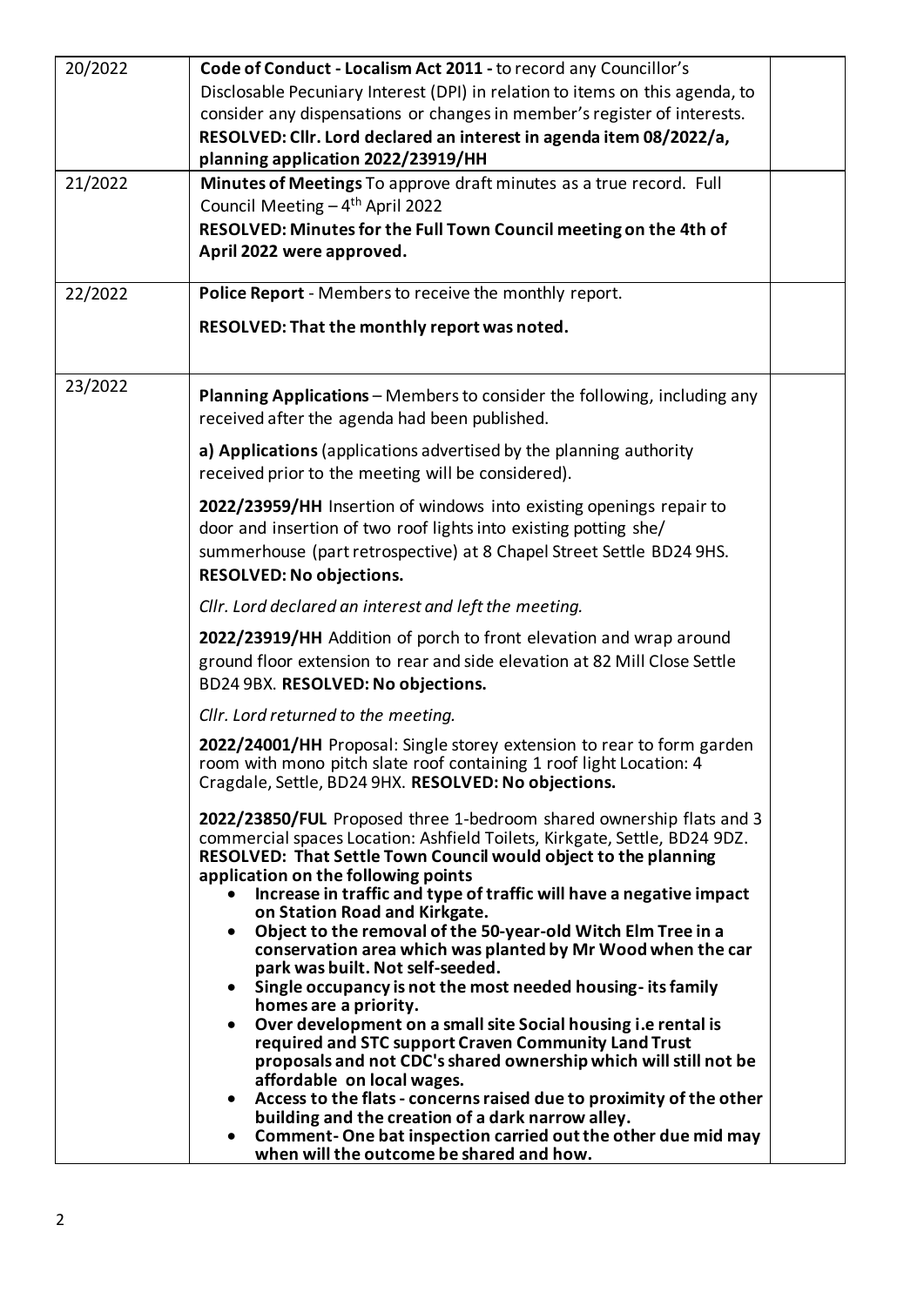| | | |
|---|---|---|
| 20/2022 | **Code of Conduct - Localism Act 2011 -** to record any Councillor's Disclosable Pecuniary Interest (DPI) in relation to items on this agenda, to consider any dispensations or changes in member's register of interests.<br>**RESOLVED: Cllr. Lord declared an interest in agenda item 08/2022/a, planning application 2022/23919/HH** | |
| 21/2022 | **Minutes of Meetings** To approve draft minutes as a true record. Full Council Meeting – 4th April 2022<br>**RESOLVED: Minutes for the Full Town Council meeting on the 4th of April 2022 were approved.** | |
| 22/2022 | **Police Report** - Members to receive the monthly report.<br>**RESOLVED: That the monthly report was noted.** | |
| 23/2022 | **Planning Applications** – Members to consider the following, including any received after the agenda had been published.<br>**a) Applications** (applications advertised by the planning authority received prior to the meeting will be considered).<br>**2022/23959/HH** Insertion of windows into existing openings repair to door and insertion of two roof lights into existing potting she/ summerhouse (part retrospective) at 8 Chapel Street Settle BD24 9HS. **RESOLVED: No objections.**<br>*Cllr. Lord declared an interest and left the meeting.*<br>**2022/23919/HH** Addition of porch to front elevation and wrap around ground floor extension to rear and side elevation at 82 Mill Close Settle BD24 9BX. **RESOLVED: No objections.**<br>*Cllr. Lord returned to the meeting.*<br>**2022/24001/HH** Proposal: Single storey extension to rear to form garden room with mono pitch slate roof containing 1 roof light Location: 4 Cragdale, Settle, BD24 9HX. **RESOLVED: No objections.**<br>**2022/23850/FUL** Proposed three 1-bedroom shared ownership flats and 3 commercial spaces Location: Ashfield Toilets, Kirkgate, Settle, BD24 9DZ. **RESOLVED: That Settle Town Council would object to the planning application on the following points**<br>• **Increase in traffic and type of traffic will have a negative impact on Station Road and Kirkgate.**<br>• **Object to the removal of the 50-year-old Witch Elm Tree in a conservation area which was planted by Mr Wood when the car park was built. Not self-seeded.**<br>• **Single occupancy is not the most needed housing- its family homes are a priority.**<br>• **Over development on a small site Social housing i.e rental is required and STC support Craven Community Land Trust proposals and not CDC's shared ownership which will still not be affordable on local wages.**<br>• **Access to the flats - concerns raised due to proximity of the other building and the creation of a dark narrow alley.**<br>• **Comment- One bat inspection carried out the other due mid may when will the outcome be shared and how.** | |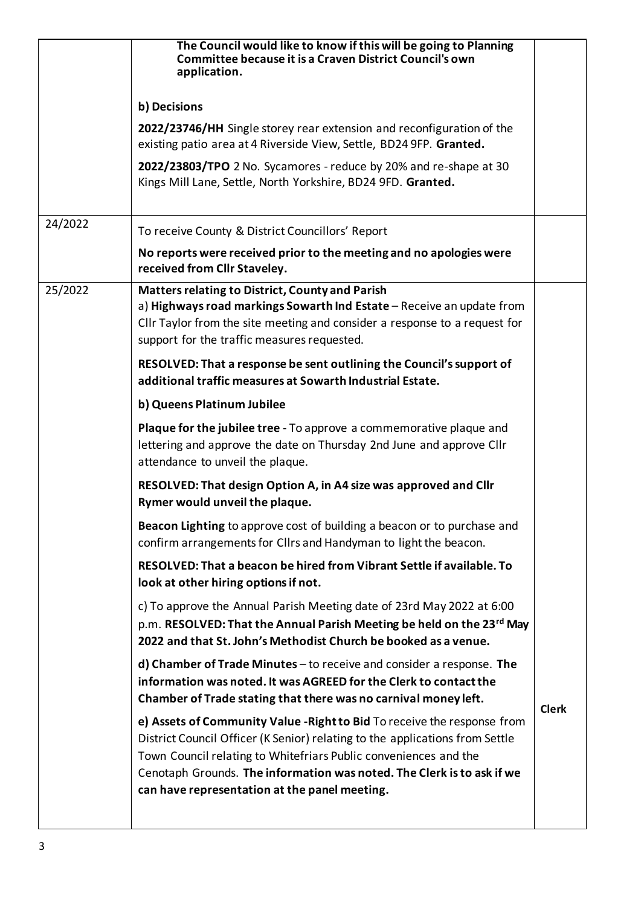| | | |
|---|---|---|
| | **The Council would like to know if this will be going to Planning Committee because it is a Craven District Council's own application.**<br><br>**b) Decisions**<br><br>**2022/23746/HH** Single storey rear extension and reconfiguration of the existing patio area at 4 Riverside View, Settle, BD24 9FP. **Granted.**<br><br>**2022/23803/TPO** 2 No. Sycamores - reduce by 20% and re-shape at 30 Kings Mill Lane, Settle, North Yorkshire, BD24 9FD. **Granted.** | |
| 24/2022 | To receive County & District Councillors' Report<br><br>**No reports were received prior to the meeting and no apologies were received from Cllr Staveley.** | |
| 25/2022 | **Matters relating to District, County and Parish**<br>a) **Highways road markings Sowarth Ind Estate** – Receive an update from Cllr Taylor from the site meeting and consider a response to a request for support for the traffic measures requested.<br><br>**RESOLVED: That a response be sent outlining the Council's support of additional traffic measures at Sowarth Industrial Estate.**<br><br>**b) Queens Platinum Jubilee**<br><br>**Plaque for the jubilee tree** - To approve a commemorative plaque and lettering and approve the date on Thursday 2nd June and approve Cllr attendance to unveil the plaque.<br><br>**RESOLVED: That design Option A, in A4 size was approved and Cllr Rymer would unveil the plaque.**<br><br>**Beacon Lighting** to approve cost of building a beacon or to purchase and confirm arrangements for Cllrs and Handyman to light the beacon.<br><br>**RESOLVED: That a beacon be hired from Vibrant Settle if available. To look at other hiring options if not.**<br><br>c) To approve the Annual Parish Meeting date of 23rd May 2022 at 6:00 p.m. **RESOLVED: That the Annual Parish Meeting be held on the 23rd May 2022 and that St. John's Methodist Church be booked as a venue.**<br><br>**d) Chamber of Trade Minutes** – to receive and consider a response. **The information was noted. It was AGREED for the Clerk to contact the Chamber of Trade stating that there was no carnival money left.**<br><br>**e) Assets of Community Value -Right to Bid** To receive the response from District Council Officer (K Senior) relating to the applications from Settle Town Council relating to Whitefriars Public conveniences and the Cenotaph Grounds. **The information was noted. The Clerk is to ask if we can have representation at the panel meeting.** | **Clerk** |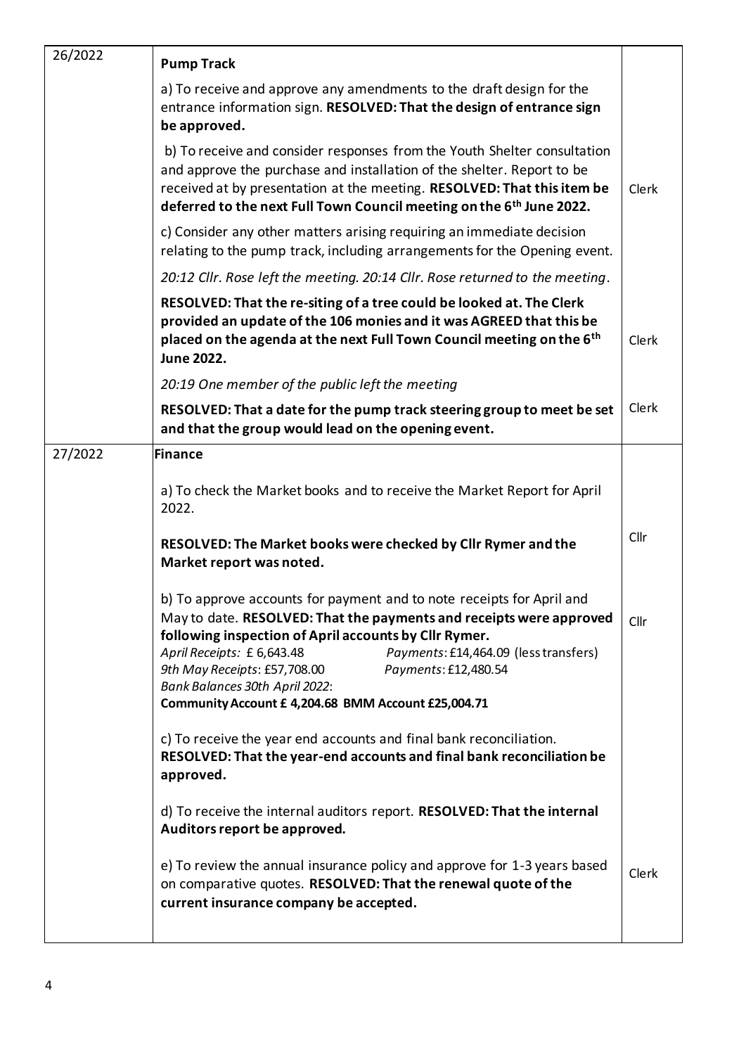| | | |
|---|---|---|
| 26/2022 | **Pump Track** | |
| | a) To receive and approve any amendments to the draft design for the entrance information sign. **RESOLVED: That the design of entrance sign be approved.** | |
| | b) To receive and consider responses from the Youth Shelter consultation and approve the purchase and installation of the shelter. Report to be received at by presentation at the meeting. **RESOLVED: That this item be deferred to the next Full Town Council meeting on the 6th June 2022.** | Clerk |
| | c) Consider any other matters arising requiring an immediate decision relating to the pump track, including arrangements for the Opening event. | |
| | *20:12 Cllr. Rose left the meeting. 20:14 Cllr. Rose returned to the meeting.* | |
| | **RESOLVED: That the re-siting of a tree could be looked at. The Clerk provided an update of the 106 monies and it was AGREED that this be placed on the agenda at the next Full Town Council meeting on the 6th June 2022.** | Clerk |
| | *20:19 One member of the public left the meeting* | |
| | **RESOLVED: That a date for the pump track steering group to meet be set and that the group would lead on the opening event.** | Clerk |
| 27/2022 | **Finance** | |
| | a) To check the Market books and to receive the Market Report for April 2022. | |
| | **RESOLVED: The Market books were checked by Cllr Rymer and the Market report was noted.** | Cllr |
| | b) To approve accounts for payment and to note receipts for April and May to date. **RESOLVED: That the payments and receipts were approved following inspection of April accounts by Cllr Rymer.**<br>*April Receipts:* £ 6,643.48 *Payments*: £14,464.09 (less transfers)<br>*9th May Receipts*: £57,708.00 *Payments*: £12,480.54<br>*Bank Balances 30th April 2022*:<br>**Community Account £ 4,204.68 BMM Account £25,004.71** | Cllr |
| | c) To receive the year end accounts and final bank reconciliation. **RESOLVED: That the year-end accounts and final bank reconciliation be approved.** | |
| | d) To receive the internal auditors report. **RESOLVED: That the internal Auditors report be approved.** | |
| | e) To review the annual insurance policy and approve for 1-3 years based on comparative quotes. **RESOLVED: That the renewal quote of the current insurance company be accepted.** | Clerk |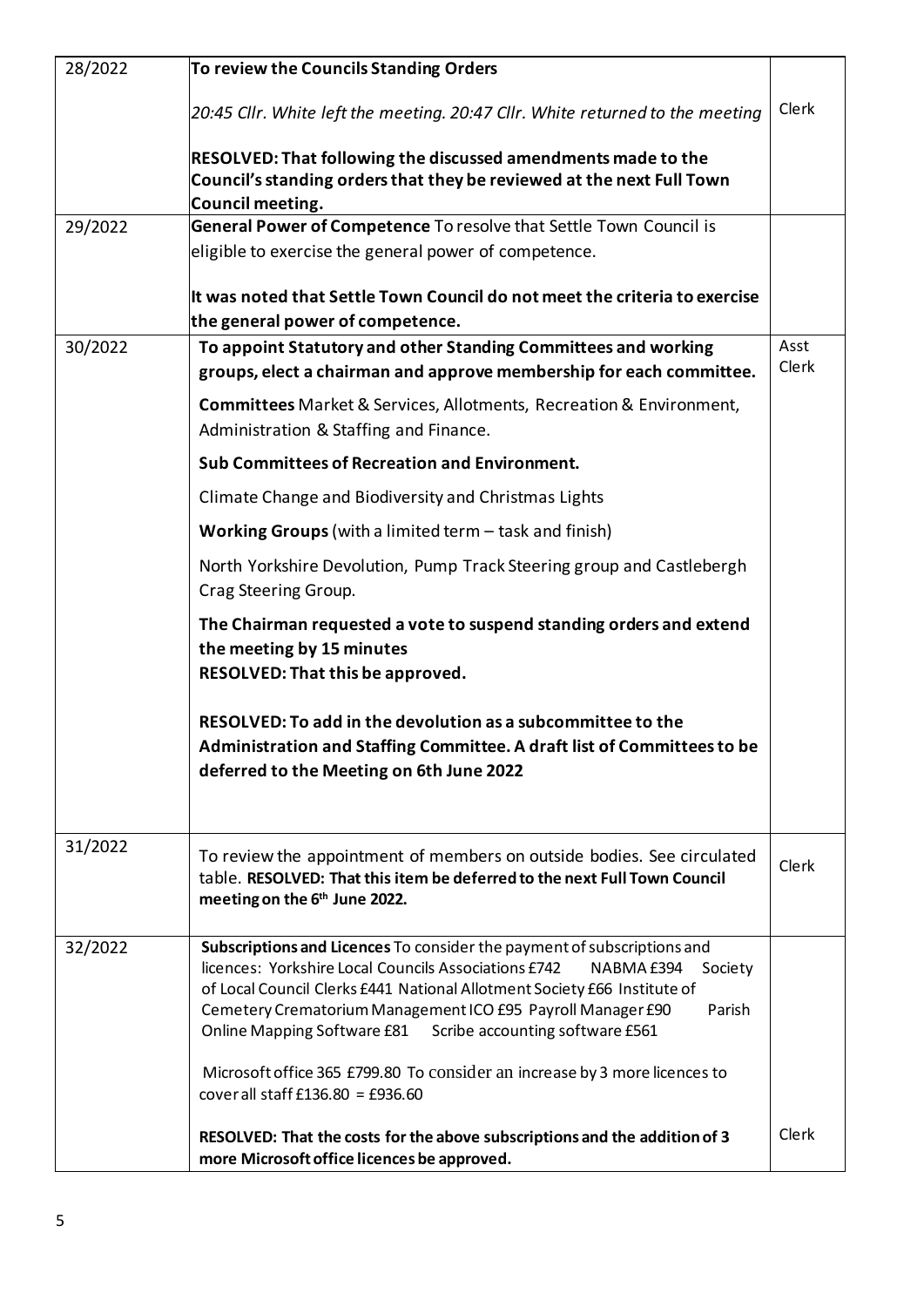| | | |
|---|---|---|
| 28/2022 | **To review the Councils Standing Orders**<br><br>*20:45 Cllr. White left the meeting. 20:47 Cllr. White returned to the meeting*<br><br>**RESOLVED: That following the discussed amendments made to the Council's standing orders that they be reviewed at the next Full Town Council meeting.** | Clerk |
| 29/2022 | **General Power of Competence** To resolve that Settle Town Council is eligible to exercise the general power of competence.<br><br>**It was noted that Settle Town Council do not meet the criteria to exercise the general power of competence.** | |
| 30/2022 | **To appoint Statutory and other Standing Committees and working groups, elect a chairman and approve membership for each committee.**<br><br>**Committees** Market & Services, Allotments, Recreation & Environment, Administration & Staffing and Finance.<br><br>**Sub Committees of Recreation and Environment.**<br><br>Climate Change and Biodiversity and Christmas Lights<br><br>**Working Groups** (with a limited term – task and finish)<br><br>North Yorkshire Devolution, Pump Track Steering group and Castlebergh Crag Steering Group.<br><br>**The Chairman requested a vote to suspend standing orders and extend the meeting by 15 minutes**<br>**RESOLVED: That this be approved.**<br><br>**RESOLVED: To add in the devolution as a subcommittee to the Administration and Staffing Committee. A draft list of Committees to be deferred to the Meeting on 6th June 2022** | Asst Clerk |
| 31/2022 | To review the appointment of members on outside bodies. See circulated table. **RESOLVED: That this item be deferred to the next Full Town Council meeting on the 6th June 2022.** | Clerk |
| 32/2022 | **Subscriptions and Licences** To consider the payment of subscriptions and licences: Yorkshire Local Councils Associations £742 NABMA £394 Society of Local Council Clerks £441 National Allotment Society £66 Institute of Cemetery Crematorium Management ICO £95 Payroll Manager £90 Parish Online Mapping Software £81 Scribe accounting software £561<br><br>Microsoft office 365 £799.80 To consider an increase by 3 more licences to cover all staff £136.80 = £936.60<br><br>**RESOLVED: That the costs for the above subscriptions and the addition of 3 more Microsoft office licences be approved.** | Clerk |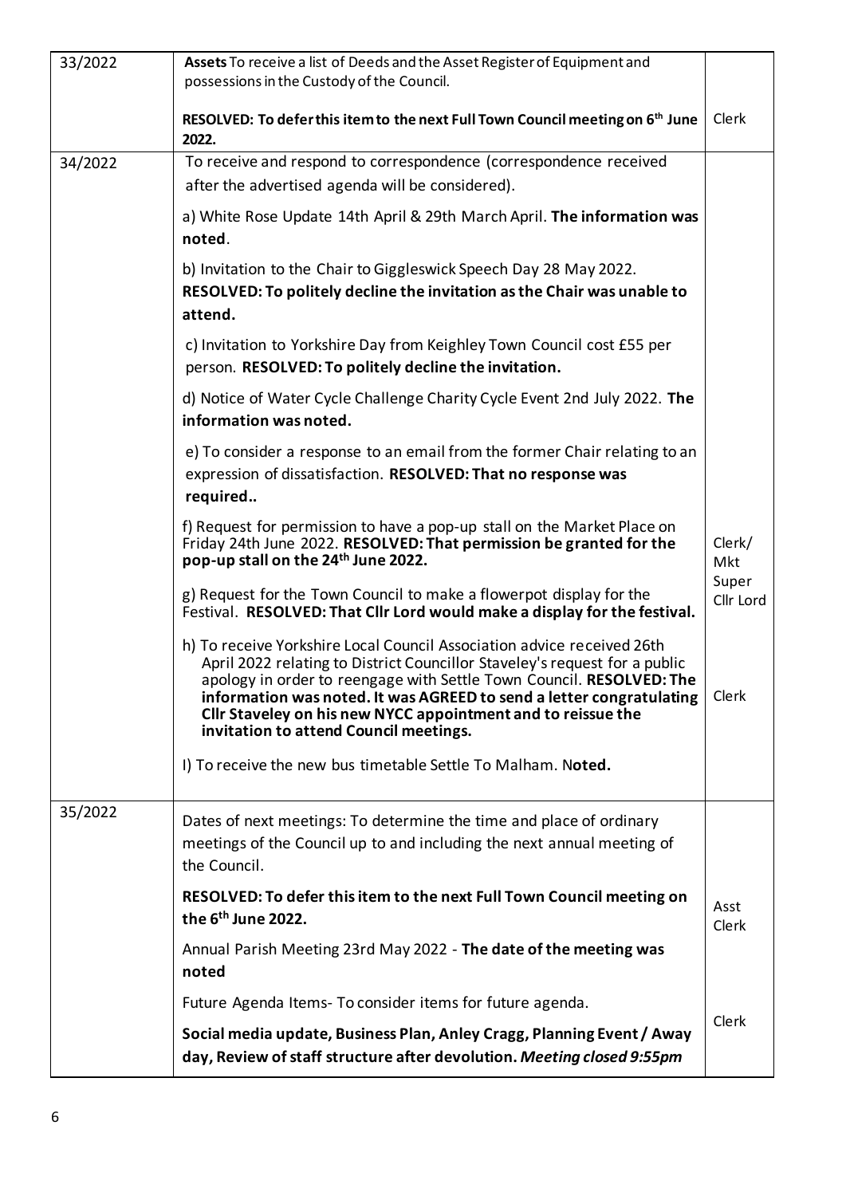| | | |
|---|---|---|
| 33/2022 | **Assets** To receive a list of Deeds and the Asset Register of Equipment and possessions in the Custody of the Council.<br><br>**RESOLVED: To defer this item to the next Full Town Council meeting on 6th June 2022.** | Clerk |
| 34/2022 | To receive and respond to correspondence (correspondence received after the advertised agenda will be considered).<br><br>a) White Rose Update 14th April & 29th March April. **The information was noted**.<br><br>b) Invitation to the Chair to Giggleswick Speech Day 28 May 2022. **RESOLVED: To politely decline the invitation as the Chair was unable to attend.**<br><br>c) Invitation to Yorkshire Day from Keighley Town Council cost £55 per person. **RESOLVED: To politely decline the invitation.**<br><br>d) Notice of Water Cycle Challenge Charity Cycle Event 2nd July 2022. **The information was noted.**<br><br>e) To consider a response to an email from the former Chair relating to an expression of dissatisfaction. **RESOLVED: That no response was required..**<br><br>f) Request for permission to have a pop-up stall on the Market Place on Friday 24th June 2022. **RESOLVED: That permission be granted for the pop-up stall on the 24th June 2022.**<br><br>g) Request for the Town Council to make a flowerpot display for the Festival. **RESOLVED: That Cllr Lord would make a display for the festival.**<br><br>h) To receive Yorkshire Local Council Association advice received 26th April 2022 relating to District Councillor Staveley's request for a public apology in order to reengage with Settle Town Council. **RESOLVED: The information was noted. It was AGREED to send a letter congratulating Cllr Staveley on his new NYCC appointment and to reissue the invitation to attend Council meetings.**<br><br>I) To receive the new bus timetable Settle To Malham. N**oted.** | Clerk/ Mkt Super<br><br>Cllr Lord<br><br>Clerk |
| 35/2022 | Dates of next meetings: To determine the time and place of ordinary meetings of the Council up to and including the next annual meeting of the Council.<br><br>**RESOLVED: To defer this item to the next Full Town Council meeting on the 6th June 2022.**<br><br>Annual Parish Meeting 23rd May 2022 - **The date of the meeting was noted**<br><br>Future Agenda Items- To consider items for future agenda.<br><br>**Social media update, Business Plan, Anley Cragg, Planning Event / Away day, Review of staff structure after devolution.** ***Meeting closed 9:55pm*** | Asst Clerk<br><br>Clerk |